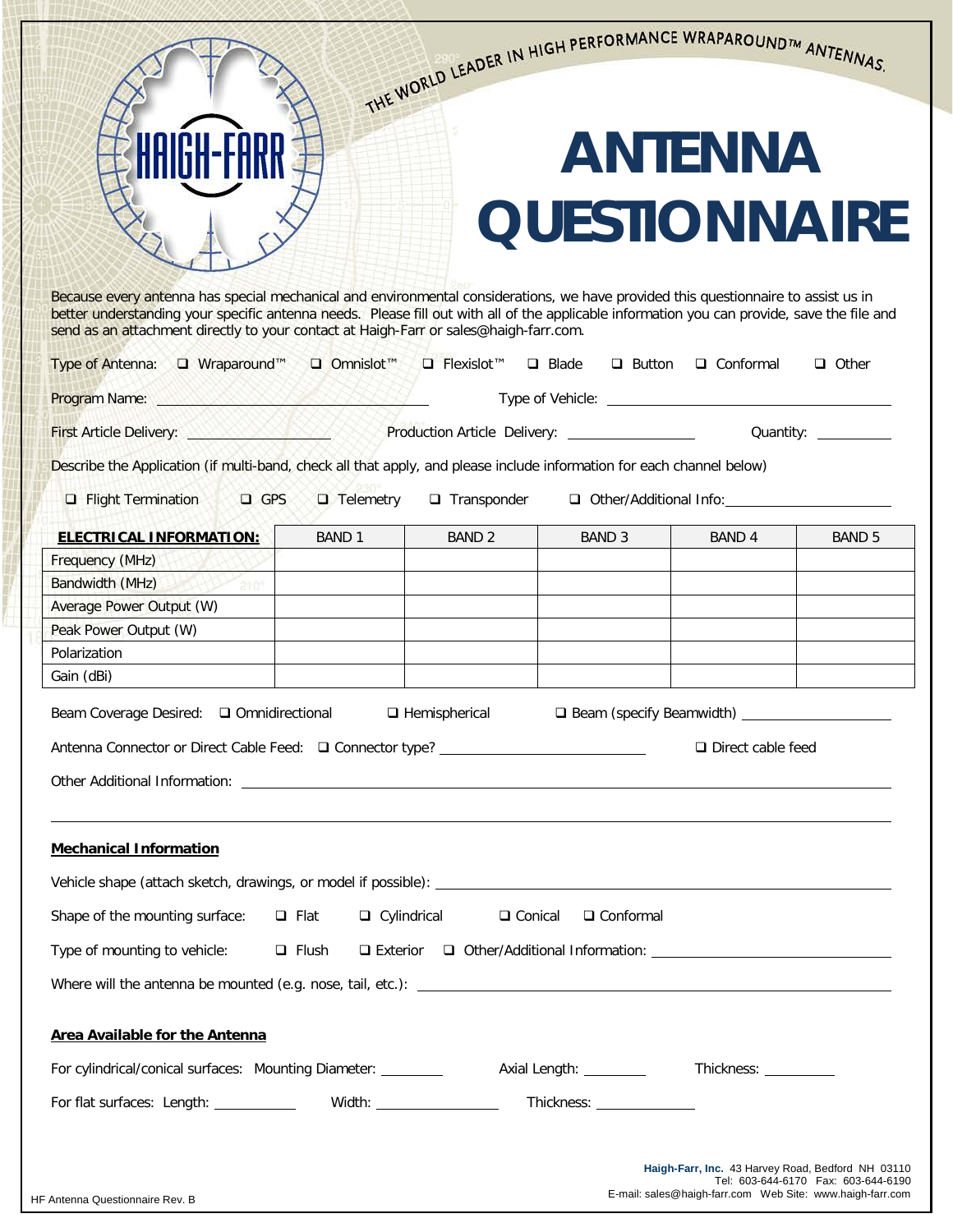THE WORLD LEADER IN HIGH PERFORMANCE WRAPAROUND™ ANTENNAS.

HAIGH-FARR

# ANTENNA QUESTIONNAIRE

Because every antenna has special mechanical and environmental considerations, we have provided this questionnaire to assist us in better understanding your specific antenna needs. Please fill out with all of the applicable information you can provide, save the file and send as an attachment directly to your contact at Haigh-Farr or sales@haigh-farr.com.

Type of Antenna: ❑ Wraparound™ ❑ Omnislot™ ❑ Flexislot™ ❑ Blade ❑ Button ❑ Conformal ❑ Other

Program Name: ______________________ Type of Vehicle: ______________________

First Article Delivery: ____________ Production Article Delivery: ____________ Quantity: ________

Describe the Application (if multi-band, check all that apply, and please include information for each channel below)

❑ Flight Termination ❑ GPS ❑ Telemetry ❑ Transponder ❑ Other/Additional Info: ______________

| **ELECTRICAL INFORMATION:** | BAND 1 | BAND 2 | BAND 3 | BAND 4 | BAND 5 |
|---|---|---|---|---|---|
| Frequency (MHz) | | | | | |
| Bandwidth (MHz) | | | | | |
| Average Power Output (W) | | | | | |
| Peak Power Output (W) | | | | | |
| Polarization | | | | | |
| Gain (dBi) | | | | | |

Beam Coverage Desired: ❑ Omnidirectional ❑ Hemispherical ❑ Beam (specify Beamwidth) ______________

Antenna Connector or Direct Cable Feed: ❑ Connector type? ______________ ❑ Direct cable feed

Other Additional Information: ______________________________________________

______________________________________________________________________

**Mechanical Information**

Vehicle shape (attach sketch, drawings, or model if possible): ______________________

Shape of the mounting surface: ❑ Flat ❑ Cylindrical ❑ Conical ❑ Conformal

Type of mounting to vehicle: ❑ Flush ❑ Exterior ❑ Other/Additional Information: ______________

Where will the antenna be mounted (e.g. nose, tail, etc.): ______________________

**Area Available for the Antenna**

For cylindrical/conical surfaces: Mounting Diameter: ________ Axial Length: ________ Thickness: ________

For flat surfaces: Length: ________ Width: ________ Thickness: ________

**Haigh-Farr, Inc.** 43 Harvey Road, Bedford NH 03110
Tel: 603-644-6170 Fax: 603-644-6190
E-mail: sales@haigh-farr.com Web Site: www.haigh-farr.com

HF Antenna Questionnaire Rev. B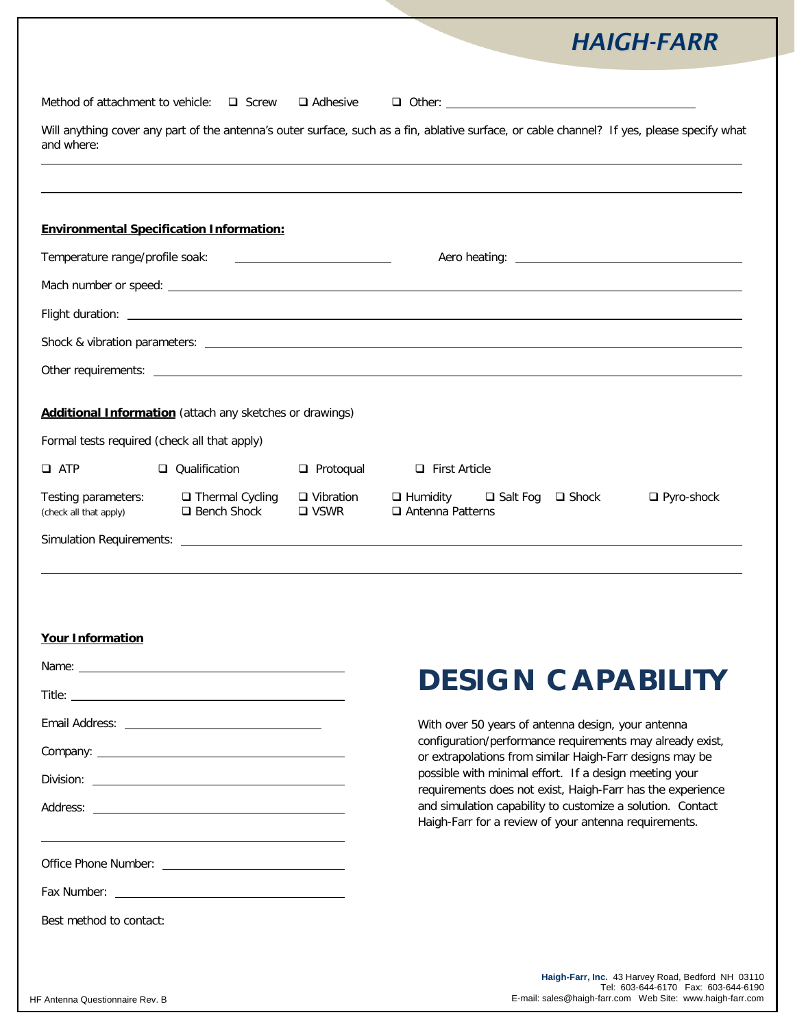# HAIGH-FARR

Method of attachment to vehicle: ❑ Screw ❑ Adhesive ❑ Other: ______________________

Will anything cover any part of the antenna's outer surface, such as a fin, ablative surface, or cable channel? If yes, please specify what and where:

______________________

______________________

**Environmental Specification Information:**

Temperature range/profile soak: ______________________ Aero heating: ______________________

Mach number or speed: ______________________

Flight duration: ______________________

Shock & vibration parameters: ______________________

Other requirements: ______________________

**Additional Information** (attach any sketches or drawings)

Formal tests required (check all that apply)

❑ ATP ❑ Qualification ❑ Protoqual ❑ First Article

Testing parameters: (check all that apply)

❑ Thermal Cycling ❑ Vibration ❑ Humidity ❑ Salt Fog ❑ Shock ❑ Pyro-shock
❑ Bench Shock ❑ VSWR ❑ Antenna Patterns

Simulation Requirements: ______________________

______________________

**Your Information**

Name: ______________________

Title: ______________________

Email Address: ______________________

Company: ______________________

Division: ______________________

Address: ______________________

______________________

Office Phone Number: ______________________

Fax Number: ______________________

Best method to contact:

## DESIGN CAPABILITY

With over 50 years of antenna design, your antenna configuration/performance requirements may already exist, or extrapolations from similar Haigh-Farr designs may be possible with minimal effort. If a design meeting your requirements does not exist, Haigh-Farr has the experience and simulation capability to customize a solution. Contact Haigh-Farr for a review of your antenna requirements.

HF Antenna Questionnaire Rev. B

**Haigh-Farr, Inc.** 43 Harvey Road, Bedford NH 03110
Tel: 603-644-6170 Fax: 603-644-6190
E-mail: sales@haigh-farr.com Web Site: www.haigh-farr.com